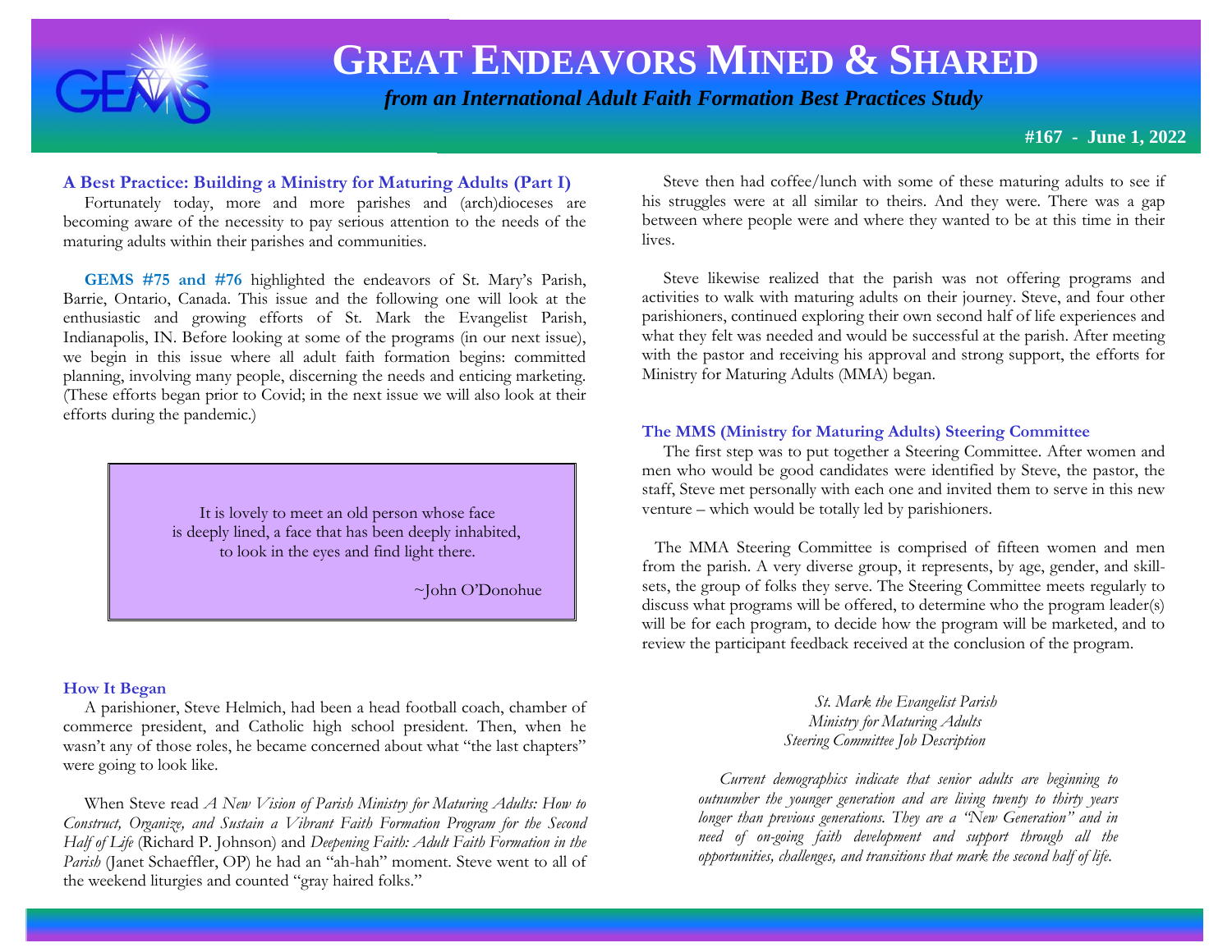# GREAT ENDEAVORS MINED & SHARED

*from an International Adult Faith Formation Best Practices Study*

**#167 - June 1, 2022**

### A Best Practice: Building a Ministry for Maturing Adults (Part I)

Fortunately today, more and more parishes and (arch)dioceses are becoming aware of the necessity to pay serious attention to the needs of the maturing adults within their parishes and communities.

**GEMS #75 and #76** highlighted the endeavors of St. Mary's Parish, Barrie, Ontario, Canada. This issue and the following one will look at the enthusiastic and growing efforts of St. Mark the Evangelist Parish, Indianapolis, IN. Before looking at some of the programs (in our next issue), we begin in this issue where all adult faith formation begins: committed planning, involving many people, discerning the needs and enticing marketing. (These efforts began prior to Covid; in the next issue we will also look at their efforts during the pandemic.)

> It is lovely to meet an old person whose face is deeply lined, a face that has been deeply inhabited, to look in the eyes and find light there.
>
> ~John O'Donohue

### How It Began

A parishioner, Steve Helmich, had been a head football coach, chamber of commerce president, and Catholic high school president. Then, when he wasn't any of those roles, he became concerned about what "the last chapters" were going to look like.

When Steve read *A New Vision of Parish Ministry for Maturing Adults: How to Construct, Organize, and Sustain a Vibrant Faith Formation Program for the Second Half of Life* (Richard P. Johnson) and *Deepening Faith: Adult Faith Formation in the Parish* (Janet Schaeffler, OP) he had an "ah-hah" moment. Steve went to all of the weekend liturgies and counted "gray haired folks."

Steve then had coffee/lunch with some of these maturing adults to see if his struggles were at all similar to theirs. And they were. There was a gap between where people were and where they wanted to be at this time in their lives.

Steve likewise realized that the parish was not offering programs and activities to walk with maturing adults on their journey. Steve, and four other parishioners, continued exploring their own second half of life experiences and what they felt was needed and would be successful at the parish. After meeting with the pastor and receiving his approval and strong support, the efforts for Ministry for Maturing Adults (MMA) began.

### The MMS (Ministry for Maturing Adults) Steering Committee

The first step was to put together a Steering Committee. After women and men who would be good candidates were identified by Steve, the pastor, the staff, Steve met personally with each one and invited them to serve in this new venture – which would be totally led by parishioners.

The MMA Steering Committee is comprised of fifteen women and men from the parish. A very diverse group, it represents, by age, gender, and skill-sets, the group of folks they serve. The Steering Committee meets regularly to discuss what programs will be offered, to determine who the program leader(s) will be for each program, to decide how the program will be marketed, and to review the participant feedback received at the conclusion of the program.

*St. Mark the Evangelist Parish*
*Ministry for Maturing Adults*
*Steering Committee Job Description*

*Current demographics indicate that senior adults are beginning to outnumber the younger generation and are living twenty to thirty years longer than previous generations. They are a "New Generation" and in need of on-going faith development and support through all the opportunities, challenges, and transitions that mark the second half of life.*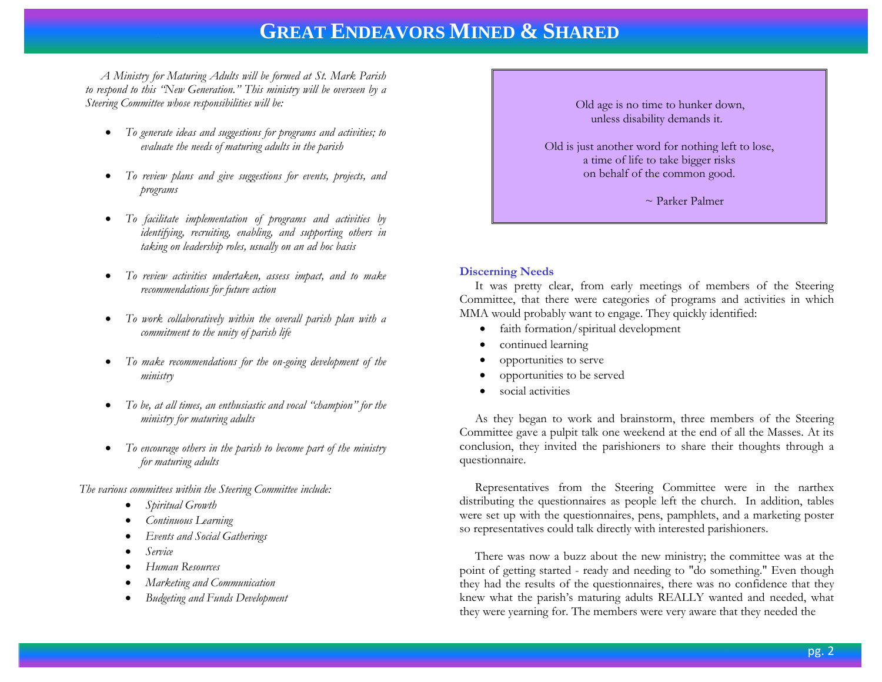*A Ministry for Maturing Adults will be formed at St. Mark Parish to respond to this "New Generation." This ministry will be overseen by a Steering Committee whose responsibilities will be:*

- *To generate ideas and suggestions for programs and activities; to evaluate the needs of maturing adults in the parish*
- *To review plans and give suggestions for events, projects, and programs*
- *To facilitate implementation of programs and activities by identifying, recruiting, enabling, and supporting others in taking on leadership roles, usually on an ad hoc basis*
- *To review activities undertaken, assess impact, and to make recommendations for future action*
- *To work collaboratively within the overall parish plan with a commitment to the unity of parish life*
- *To make recommendations for the on-going development of the ministry*
- *To be, at all times, an enthusiastic and vocal "champion" for the ministry for maturing adults*
- *To encourage others in the parish to become part of the ministry for maturing adults*

*The various committees within the Steering Committee include:*

- *Spiritual Growth*
- *Continuous Learning*
- *Events and Social Gatherings*
- *Service*
- *Human Resources*
- *Marketing and Communication*
- *Budgeting and Funds Development*

> Old age is no time to hunker down,
> unless disability demands it.
>
> Old is just another word for nothing left to lose,
> a time of life to take bigger risks
> on behalf of the common good.
>
> ~ Parker Palmer

### Discerning Needs

It was pretty clear, from early meetings of members of the Steering Committee, that there were categories of programs and activities in which MMA would probably want to engage. They quickly identified:

- faith formation/spiritual development
- continued learning
- opportunities to serve
- opportunities to be served
- social activities

As they began to work and brainstorm, three members of the Steering Committee gave a pulpit talk one weekend at the end of all the Masses. At its conclusion, they invited the parishioners to share their thoughts through a questionnaire.

Representatives from the Steering Committee were in the narthex distributing the questionnaires as people left the church. In addition, tables were set up with the questionnaires, pens, pamphlets, and a marketing poster so representatives could talk directly with interested parishioners.

There was now a buzz about the new ministry; the committee was at the point of getting started - ready and needing to "do something." Even though they had the results of the questionnaires, there was no confidence that they knew what the parish's maturing adults REALLY wanted and needed, what they were yearning for. The members were very aware that they needed the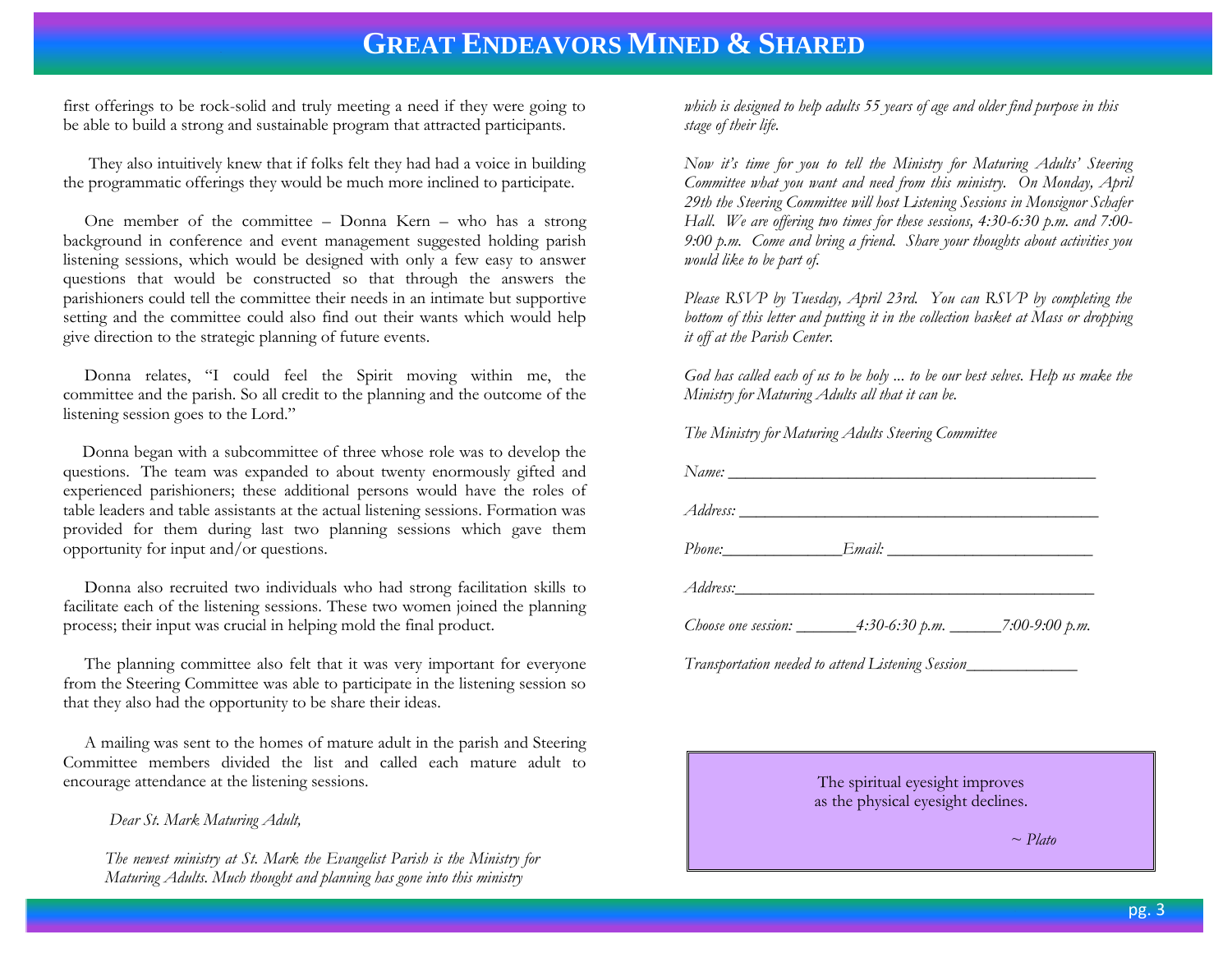first offerings to be rock-solid and truly meeting a need if they were going to be able to build a strong and sustainable program that attracted participants.

They also intuitively knew that if folks felt they had had a voice in building the programmatic offerings they would be much more inclined to participate.

One member of the committee – Donna Kern – who has a strong background in conference and event management suggested holding parish listening sessions, which would be designed with only a few easy to answer questions that would be constructed so that through the answers the parishioners could tell the committee their needs in an intimate but supportive setting and the committee could also find out their wants which would help give direction to the strategic planning of future events.

Donna relates, "I could feel the Spirit moving within me, the committee and the parish. So all credit to the planning and the outcome of the listening session goes to the Lord."

Donna began with a subcommittee of three whose role was to develop the questions. The team was expanded to about twenty enormously gifted and experienced parishioners; these additional persons would have the roles of table leaders and table assistants at the actual listening sessions. Formation was provided for them during last two planning sessions which gave them opportunity for input and/or questions.

Donna also recruited two individuals who had strong facilitation skills to facilitate each of the listening sessions. These two women joined the planning process; their input was crucial in helping mold the final product.

The planning committee also felt that it was very important for everyone from the Steering Committee was able to participate in the listening session so that they also had the opportunity to be share their ideas.

A mailing was sent to the homes of mature adult in the parish and Steering Committee members divided the list and called each mature adult to encourage attendance at the listening sessions.

*Dear St. Mark Maturing Adult,*

*The newest ministry at St. Mark the Evangelist Parish is the Ministry for Maturing Adults. Much thought and planning has gone into this ministry which is designed to help adults 55 years of age and older find purpose in this stage of their life.*

*Now it's time for you to tell the Ministry for Maturing Adults' Steering Committee what you want and need from this ministry. On Monday, April 29th the Steering Committee will host Listening Sessions in Monsignor Schafer Hall. We are offering two times for these sessions, 4:30-6:30 p.m. and 7:00-9:00 p.m. Come and bring a friend. Share your thoughts about activities you would like to be part of.*

*Please RSVP by Tuesday, April 23rd. You can RSVP by completing the bottom of this letter and putting it in the collection basket at Mass or dropping it off at the Parish Center.*

*God has called each of us to be holy ... to be our best selves. Help us make the Ministry for Maturing Adults all that it can be.*

*The Ministry for Maturing Adults Steering Committee*

*Name:* ____________________________________________

*Address:* __________________________________________

*Phone:*______________*Email:* _________________________

*Address:*___________________________________________

*Choose one session:* _______*4:30-6:30 p.m.* ______*7:00-9:00 p.m.*

*Transportation needed to attend Listening Session*_____________

> The spiritual eyesight improves
> as the physical eyesight declines.
>
> ~ *Plato*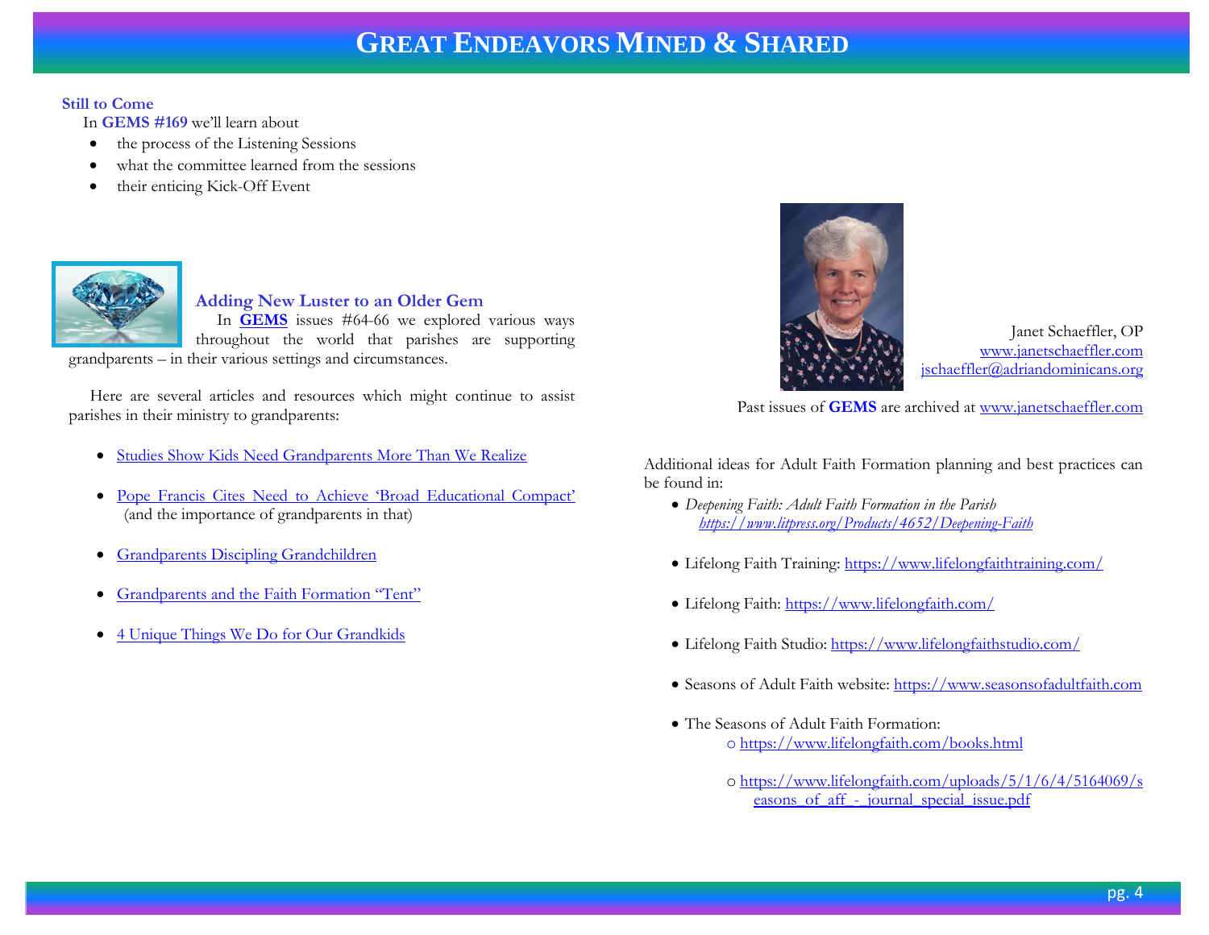**Still to Come**

In **GEMS #169** we'll learn about

- the process of the Listening Sessions
- what the committee learned from the sessions
- their enticing Kick-Off Event

### Adding New Luster to an Older Gem

In **GEMS** issues #64-66 we explored various ways throughout the world that parishes are supporting grandparents – in their various settings and circumstances.

Here are several articles and resources which might continue to assist parishes in their ministry to grandparents:

- Studies Show Kids Need Grandparents More Than We Realize
- Pope Francis Cites Need to Achieve 'Broad Educational Compact' (and the importance of grandparents in that)
- Grandparents Discipling Grandchildren
- Grandparents and the Faith Formation "Tent"
- 4 Unique Things We Do for Our Grandkids

Janet Schaeffler, OP
www.janetschaeffler.com
jschaeffler@adriandominicans.org

Past issues of **GEMS** are archived at www.janetschaeffler.com

Additional ideas for Adult Faith Formation planning and best practices can be found in:

- *Deepening Faith: Adult Faith Formation in the Parish*
  *https://www.litpress.org/Products/4652/Deepening-Faith*
- Lifelong Faith Training: https://www.lifelongfaithtraining.com/
- Lifelong Faith: https://www.lifelongfaith.com/
- Lifelong Faith Studio: https://www.lifelongfaithstudio.com/
- Seasons of Adult Faith website: https://www.seasonsofadultfaith.com
- The Seasons of Adult Faith Formation:
  - https://www.lifelongfaith.com/books.html
  - https://www.lifelongfaith.com/uploads/5/1/6/4/5164069/seasons_of_aff_-_journal_special_issue.pdf